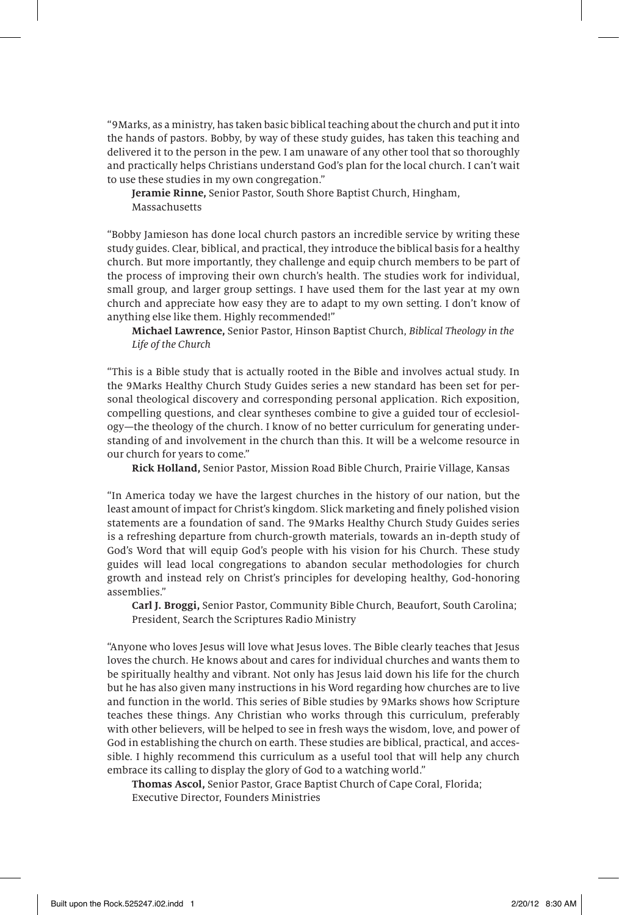"9Marks, as a ministry, has taken basic biblical teaching about the church and put it into the hands of pastors. Bobby, by way of these study guides, has taken this teaching and delivered it to the person in the pew. I am unaware of any other tool that so thoroughly and practically helps Christians understand God's plan for the local church. I can't wait to use these studies in my own congregation."

**Jeramie Rinne,** Senior Pastor, South Shore Baptist Church, Hingham, Massachusetts

"Bobby Jamieson has done local church pastors an incredible service by writing these study guides. Clear, biblical, and practical, they introduce the biblical basis for a healthy church. But more importantly, they challenge and equip church members to be part of the process of improving their own church's health. The studies work for individual, small group, and larger group settings. I have used them for the last year at my own church and appreciate how easy they are to adapt to my own setting. I don't know of anything else like them. Highly recommended!"

**Michael Lawrence,** Senior Pastor, Hinson Baptist Church, *Biblical Theology in the Life of the Church*

"This is a Bible study that is actually rooted in the Bible and involves actual study. In the 9Marks Healthy Church Study Guides series a new standard has been set for personal theological discovery and corresponding personal application. Rich exposition, compelling questions, and clear syntheses combine to give a guided tour of ecclesiology—the theology of the church. I know of no better curriculum for generating understanding of and involvement in the church than this. It will be a welcome resource in our church for years to come."

**Rick Holland,** Senior Pastor, Mission Road Bible Church, Prairie Village, Kansas

"In America today we have the largest churches in the history of our nation, but the least amount of impact for Christ's kingdom. Slick marketing and finely polished vision statements are a foundation of sand. The 9Marks Healthy Church Study Guides series is a refreshing departure from church-growth materials, towards an in-depth study of God's Word that will equip God's people with his vision for his Church. These study guides will lead local congregations to abandon secular methodologies for church growth and instead rely on Christ's principles for developing healthy, God-honoring assemblies."

**Carl J. Broggi,** Senior Pastor, Community Bible Church, Beaufort, South Carolina; President, Search the Scriptures Radio Ministry

"Anyone who loves Jesus will love what Jesus loves. The Bible clearly teaches that Jesus loves the church. He knows about and cares for individual churches and wants them to be spiritually healthy and vibrant. Not only has Jesus laid down his life for the church but he has also given many instructions in his Word regarding how churches are to live and function in the world. This series of Bible studies by 9Marks shows how Scripture teaches these things. Any Christian who works through this curriculum, preferably with other believers, will be helped to see in fresh ways the wisdom, love, and power of God in establishing the church on earth. These studies are biblical, practical, and accessible. I highly recommend this curriculum as a useful tool that will help any church embrace its calling to display the glory of God to a watching world."

**Thomas Ascol,** Senior Pastor, Grace Baptist Church of Cape Coral, Florida; Executive Director, Founders Ministries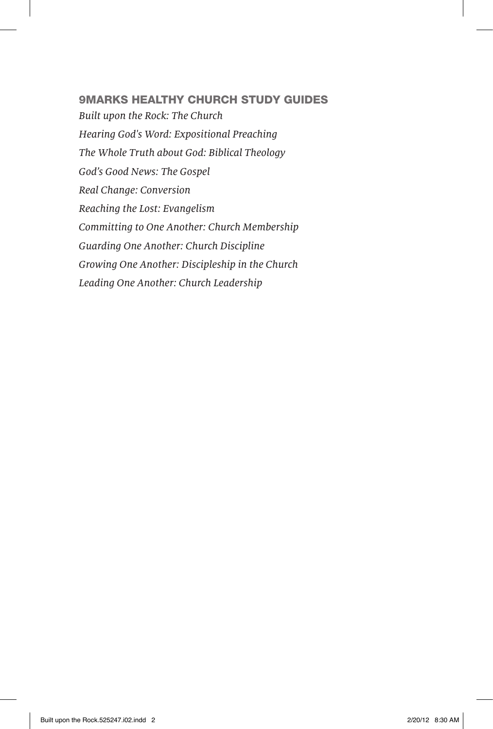## 9MARKS HEALTHY CHURCH STUDY GUIDES

*Built upon the Rock: The Church*

*Hearing God's Word: Expositional Preaching*

*The Whole Truth about God: Biblical Theology*

*God's Good News: The Gospel*

*Real Change: Conversion*

*Reaching the Lost: Evangelism*

*Committing to One Another: Church Membership*

*Guarding One Another: Church Discipline*

*Growing One Another: Discipleship in the Church*

*Leading One Another: Church Leadership*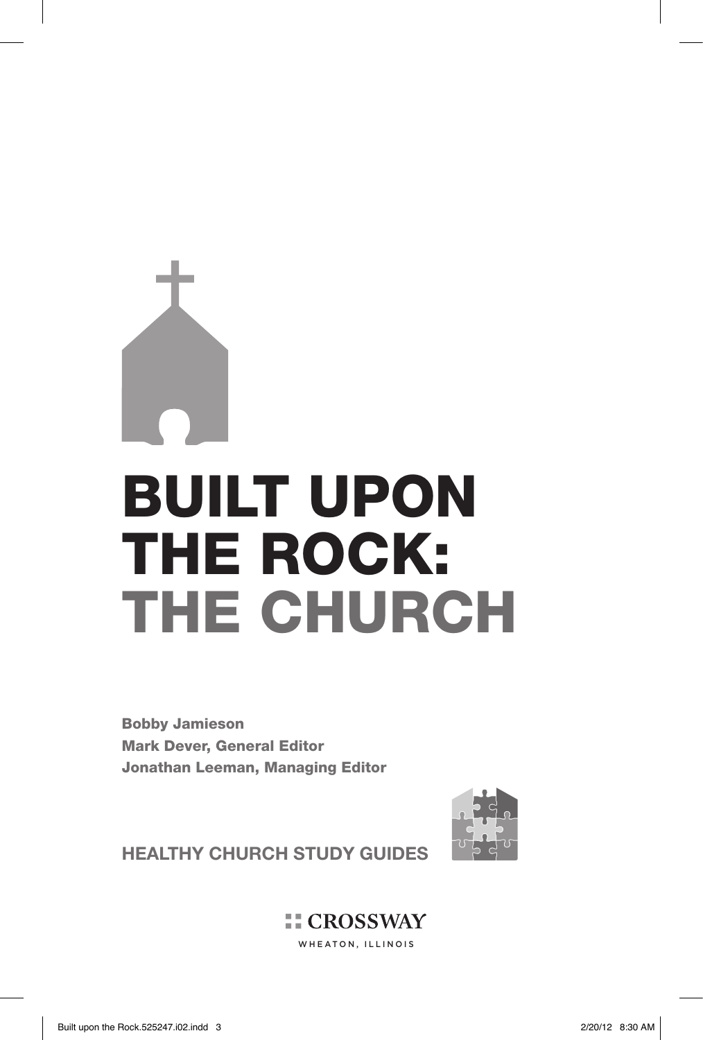# BUILT UPON THE ROCK: THE CHURCH

**Bobby Jamieson**
**Mark Dever, General Editor**
**Jonathan Leeman, Managing Editor**

**HEALTHY CHURCH STUDY GUIDES**

CROSSWAY
WHEATON, ILLINOIS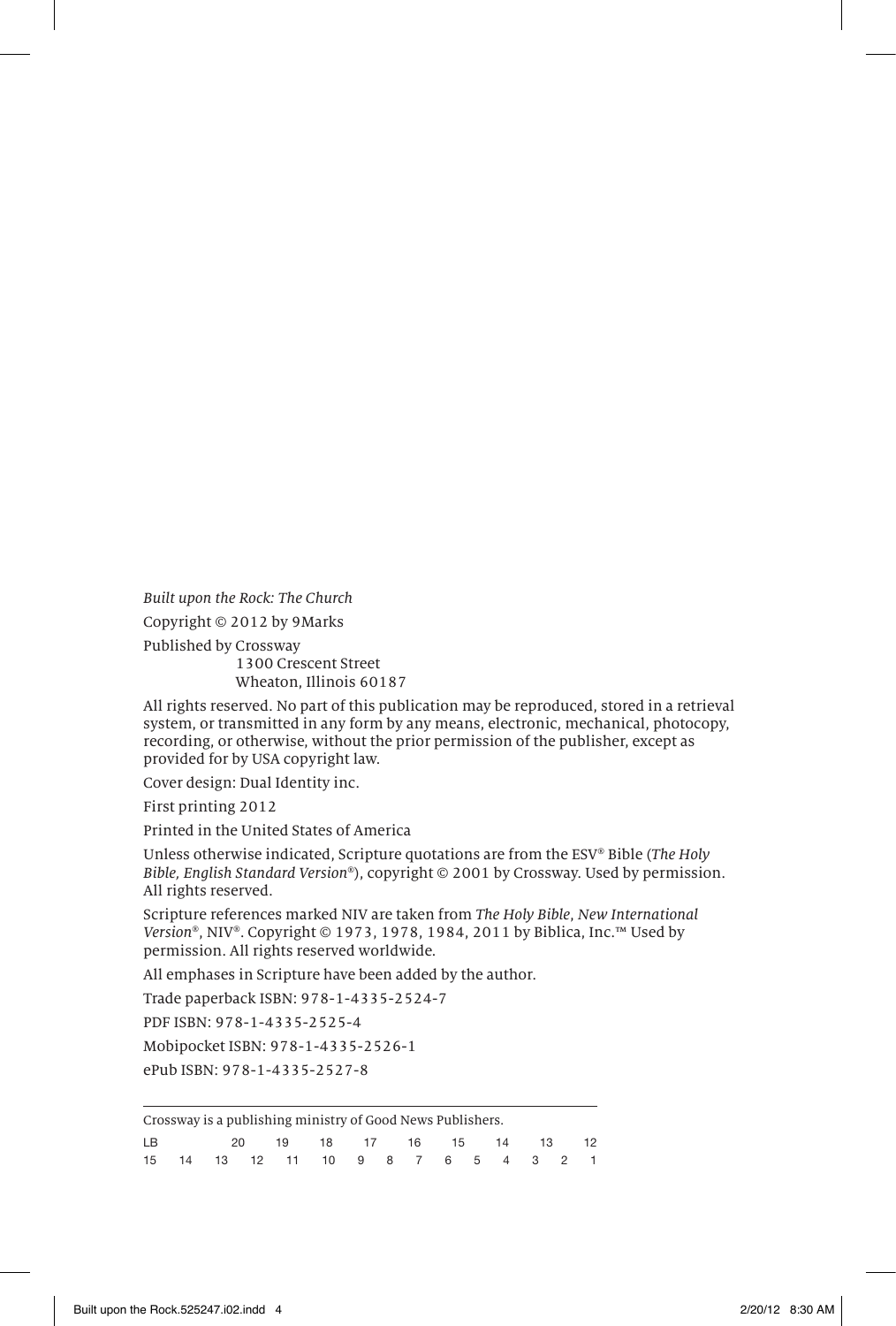*Built upon the Rock: The Church*

Copyright © 2012 by 9Marks

Published by Crossway
    1300 Crescent Street
    Wheaton, Illinois 60187

All rights reserved. No part of this publication may be reproduced, stored in a retrieval system, or transmitted in any form by any means, electronic, mechanical, photocopy, recording, or otherwise, without the prior permission of the publisher, except as provided for by USA copyright law.

Cover design: Dual Identity inc.

First printing 2012

Printed in the United States of America

Unless otherwise indicated, Scripture quotations are from the ESV® Bible (*The Holy Bible, English Standard Version*®), copyright © 2001 by Crossway. Used by permission. All rights reserved.

Scripture references marked NIV are taken from *The Holy Bible, New International Version*®, NIV®. Copyright © 1973, 1978, 1984, 2011 by Biblica, Inc.™ Used by permission. All rights reserved worldwide.

All emphases in Scripture have been added by the author.

Trade paperback ISBN: 978-1-4335-2524-7

PDF ISBN: 978-1-4335-2525-4

Mobipocket ISBN: 978-1-4335-2526-1

ePub ISBN: 978-1-4335-2527-8

---

Crossway is a publishing ministry of Good News Publishers.

LB 20 19 18 17 16 15 14 13 12
15 14 13 12 11 10 9 8 7 6 5 4 3 2 1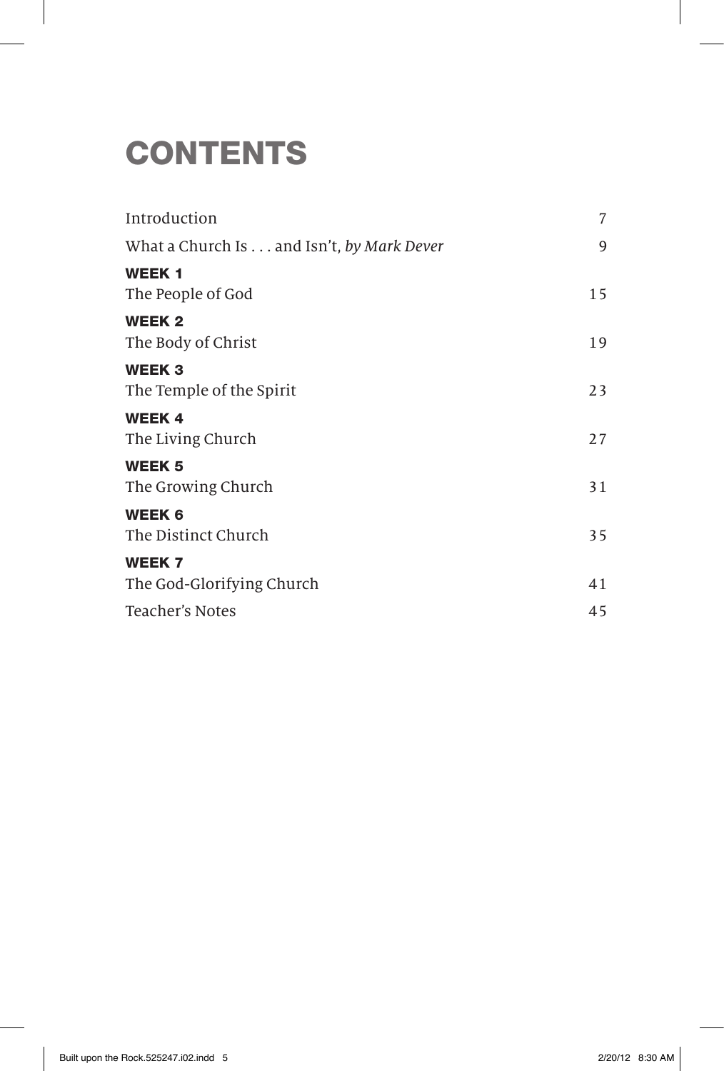# CONTENTS

| | |
|---|---|
| Introduction | 7 |
| What a Church Is . . . and Isn't, *by Mark Dever* | 9 |
| **WEEK 1**<br>The People of God | 15 |
| **WEEK 2**<br>The Body of Christ | 19 |
| **WEEK 3**<br>The Temple of the Spirit | 23 |
| **WEEK 4**<br>The Living Church | 27 |
| **WEEK 5**<br>The Growing Church | 31 |
| **WEEK 6**<br>The Distinct Church | 35 |
| **WEEK 7**<br>The God-Glorifying Church | 41 |
| Teacher's Notes | 45 |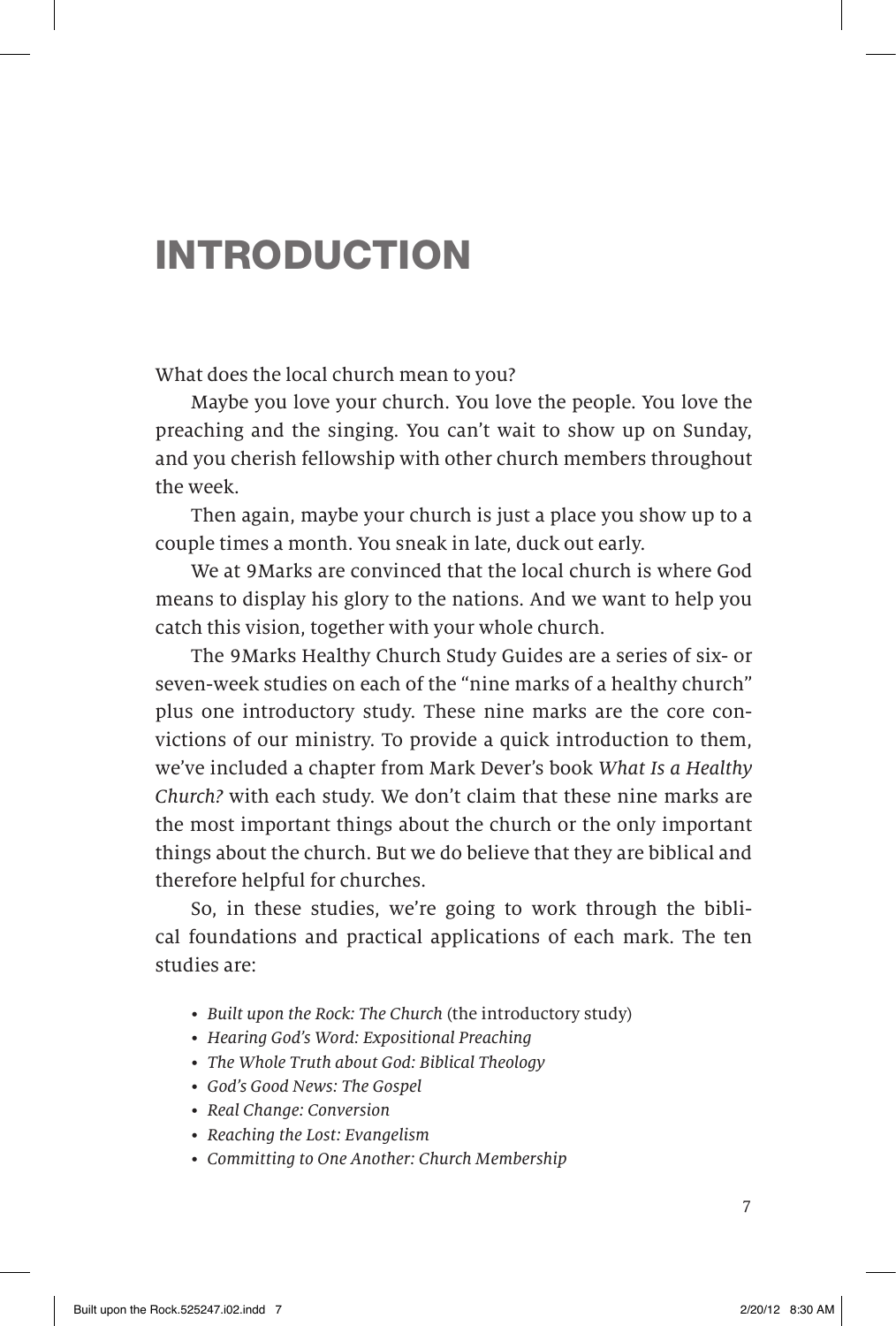# INTRODUCTION

What does the local church mean to you?

Maybe you love your church. You love the people. You love the preaching and the singing. You can't wait to show up on Sunday, and you cherish fellowship with other church members throughout the week.

Then again, maybe your church is just a place you show up to a couple times a month. You sneak in late, duck out early.

We at 9Marks are convinced that the local church is where God means to display his glory to the nations. And we want to help you catch this vision, together with your whole church.

The 9Marks Healthy Church Study Guides are a series of six- or seven-week studies on each of the "nine marks of a healthy church" plus one introductory study. These nine marks are the core convictions of our ministry. To provide a quick introduction to them, we've included a chapter from Mark Dever's book *What Is a Healthy Church?* with each study. We don't claim that these nine marks are the most important things about the church or the only important things about the church. But we do believe that they are biblical and therefore helpful for churches.

So, in these studies, we're going to work through the biblical foundations and practical applications of each mark. The ten studies are:

- *Built upon the Rock: The Church* (the introductory study)
- *Hearing God's Word: Expositional Preaching*
- *The Whole Truth about God: Biblical Theology*
- *God's Good News: The Gospel*
- *Real Change: Conversion*
- *Reaching the Lost: Evangelism*
- *Committing to One Another: Church Membership*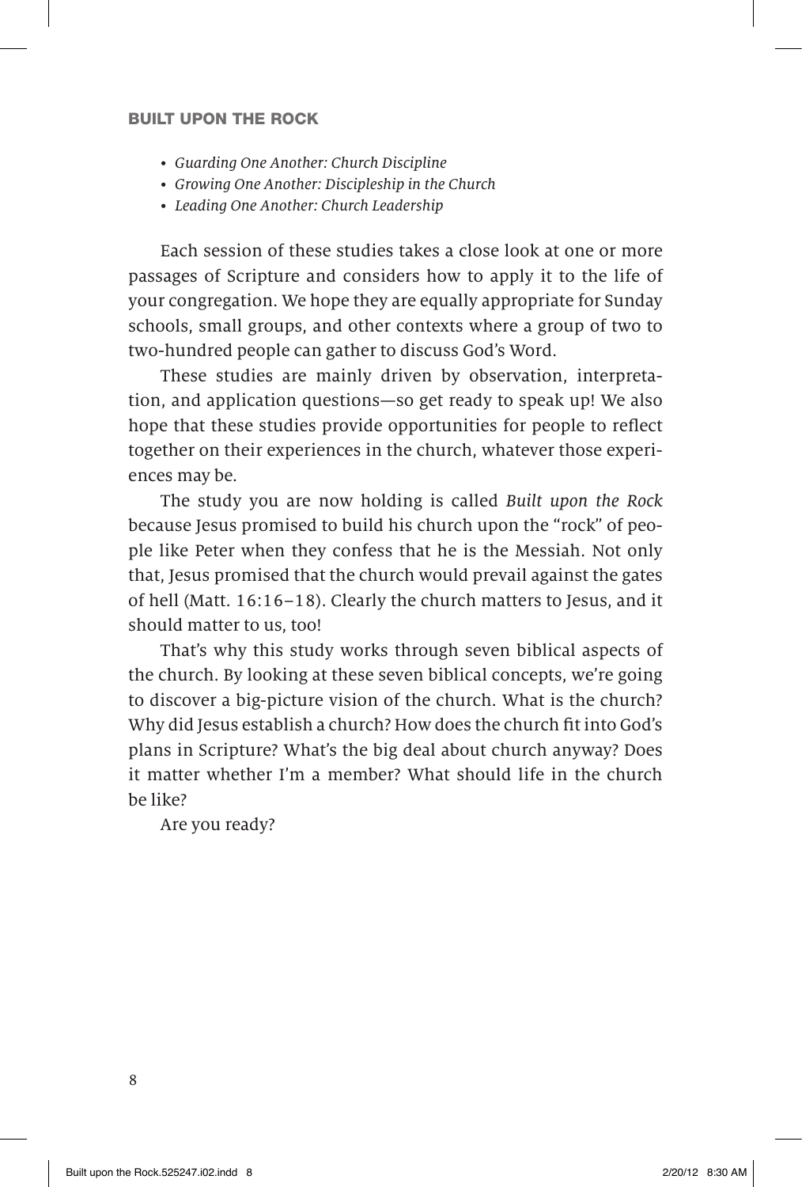- *Guarding One Another: Church Discipline*
- *Growing One Another: Discipleship in the Church*
- *Leading One Another: Church Leadership*

Each session of these studies takes a close look at one or more passages of Scripture and considers how to apply it to the life of your congregation. We hope they are equally appropriate for Sunday schools, small groups, and other contexts where a group of two to two-hundred people can gather to discuss God's Word.

These studies are mainly driven by observation, interpretation, and application questions—so get ready to speak up! We also hope that these studies provide opportunities for people to reflect together on their experiences in the church, whatever those experiences may be.

The study you are now holding is called *Built upon the Rock* because Jesus promised to build his church upon the "rock" of people like Peter when they confess that he is the Messiah. Not only that, Jesus promised that the church would prevail against the gates of hell (Matt. 16:16–18). Clearly the church matters to Jesus, and it should matter to us, too!

That's why this study works through seven biblical aspects of the church. By looking at these seven biblical concepts, we're going to discover a big-picture vision of the church. What is the church? Why did Jesus establish a church? How does the church fit into God's plans in Scripture? What's the big deal about church anyway? Does it matter whether I'm a member? What should life in the church be like?

Are you ready?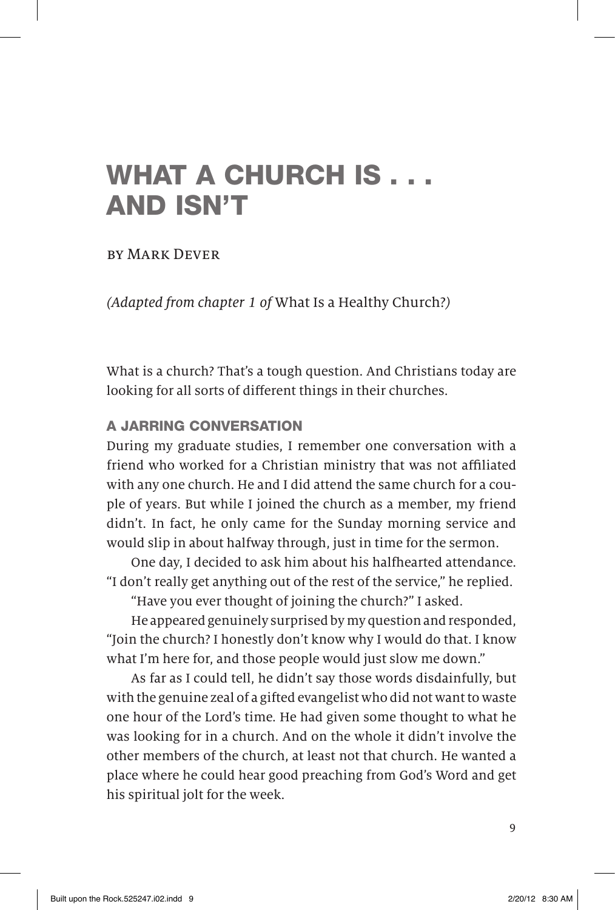# WHAT A CHURCH IS . . . AND ISN'T

BY MARK DEVER

*(Adapted from chapter 1 of* What Is a Healthy Church?*)*

What is a church? That's a tough question. And Christians today are looking for all sorts of different things in their churches.

## A JARRING CONVERSATION

During my graduate studies, I remember one conversation with a friend who worked for a Christian ministry that was not affiliated with any one church. He and I did attend the same church for a couple of years. But while I joined the church as a member, my friend didn't. In fact, he only came for the Sunday morning service and would slip in about halfway through, just in time for the sermon.

One day, I decided to ask him about his halfhearted attendance. "I don't really get anything out of the rest of the service," he replied.

"Have you ever thought of joining the church?" I asked.

He appeared genuinely surprised by my question and responded, "Join the church? I honestly don't know why I would do that. I know what I'm here for, and those people would just slow me down."

As far as I could tell, he didn't say those words disdainfully, but with the genuine zeal of a gifted evangelist who did not want to waste one hour of the Lord's time. He had given some thought to what he was looking for in a church. And on the whole it didn't involve the other members of the church, at least not that church. He wanted a place where he could hear good preaching from God's Word and get his spiritual jolt for the week.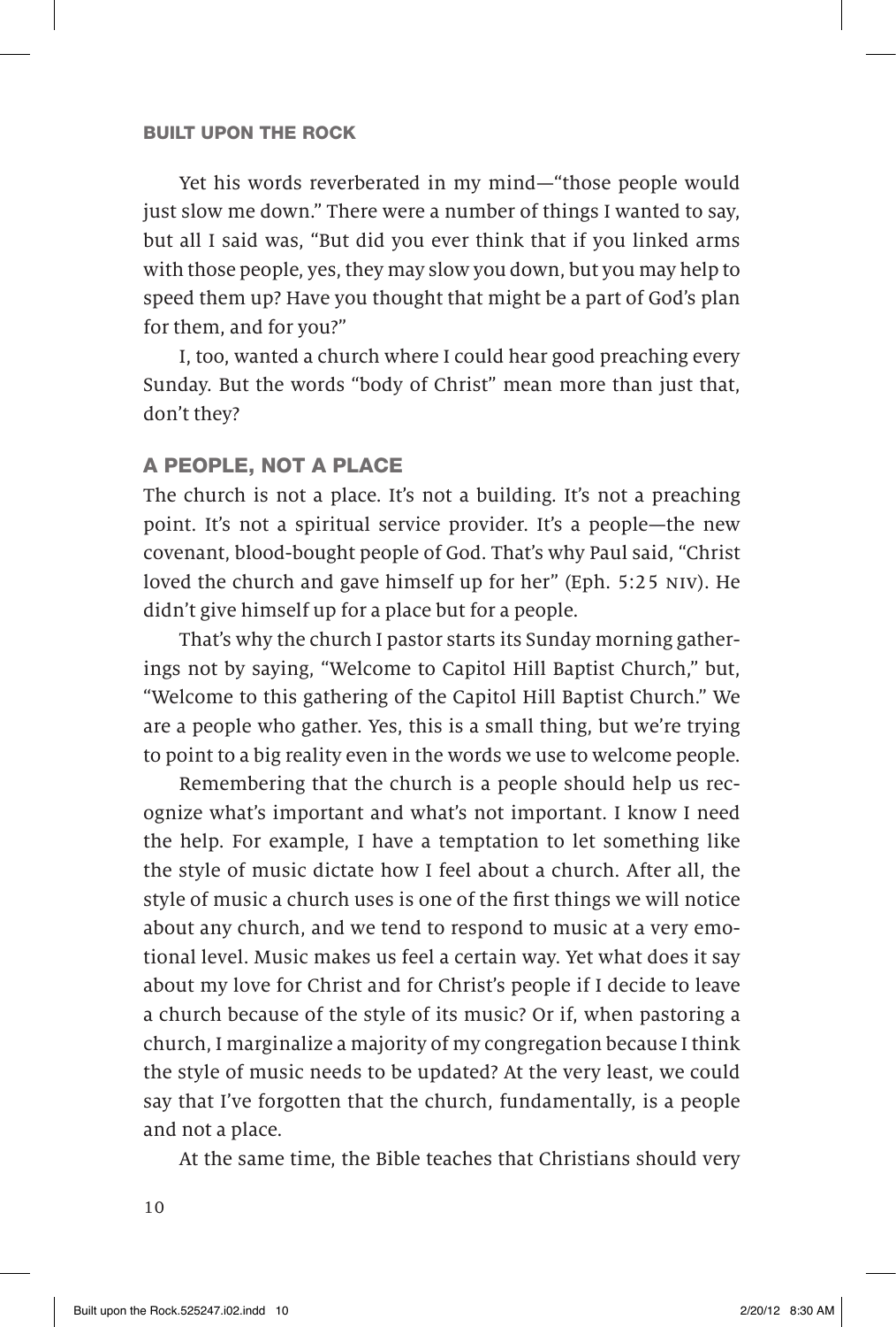Yet his words reverberated in my mind—"those people would just slow me down." There were a number of things I wanted to say, but all I said was, "But did you ever think that if you linked arms with those people, yes, they may slow you down, but you may help to speed them up? Have you thought that might be a part of God's plan for them, and for you?"

I, too, wanted a church where I could hear good preaching every Sunday. But the words "body of Christ" mean more than just that, don't they?

## A PEOPLE, NOT A PLACE

The church is not a place. It's not a building. It's not a preaching point. It's not a spiritual service provider. It's a people—the new covenant, blood-bought people of God. That's why Paul said, "Christ loved the church and gave himself up for her" (Eph. 5:25 NIV). He didn't give himself up for a place but for a people.

That's why the church I pastor starts its Sunday morning gatherings not by saying, "Welcome to Capitol Hill Baptist Church," but, "Welcome to this gathering of the Capitol Hill Baptist Church." We are a people who gather. Yes, this is a small thing, but we're trying to point to a big reality even in the words we use to welcome people.

Remembering that the church is a people should help us recognize what's important and what's not important. I know I need the help. For example, I have a temptation to let something like the style of music dictate how I feel about a church. After all, the style of music a church uses is one of the first things we will notice about any church, and we tend to respond to music at a very emotional level. Music makes us feel a certain way. Yet what does it say about my love for Christ and for Christ's people if I decide to leave a church because of the style of its music? Or if, when pastoring a church, I marginalize a majority of my congregation because I think the style of music needs to be updated? At the very least, we could say that I've forgotten that the church, fundamentally, is a people and not a place.

At the same time, the Bible teaches that Christians should very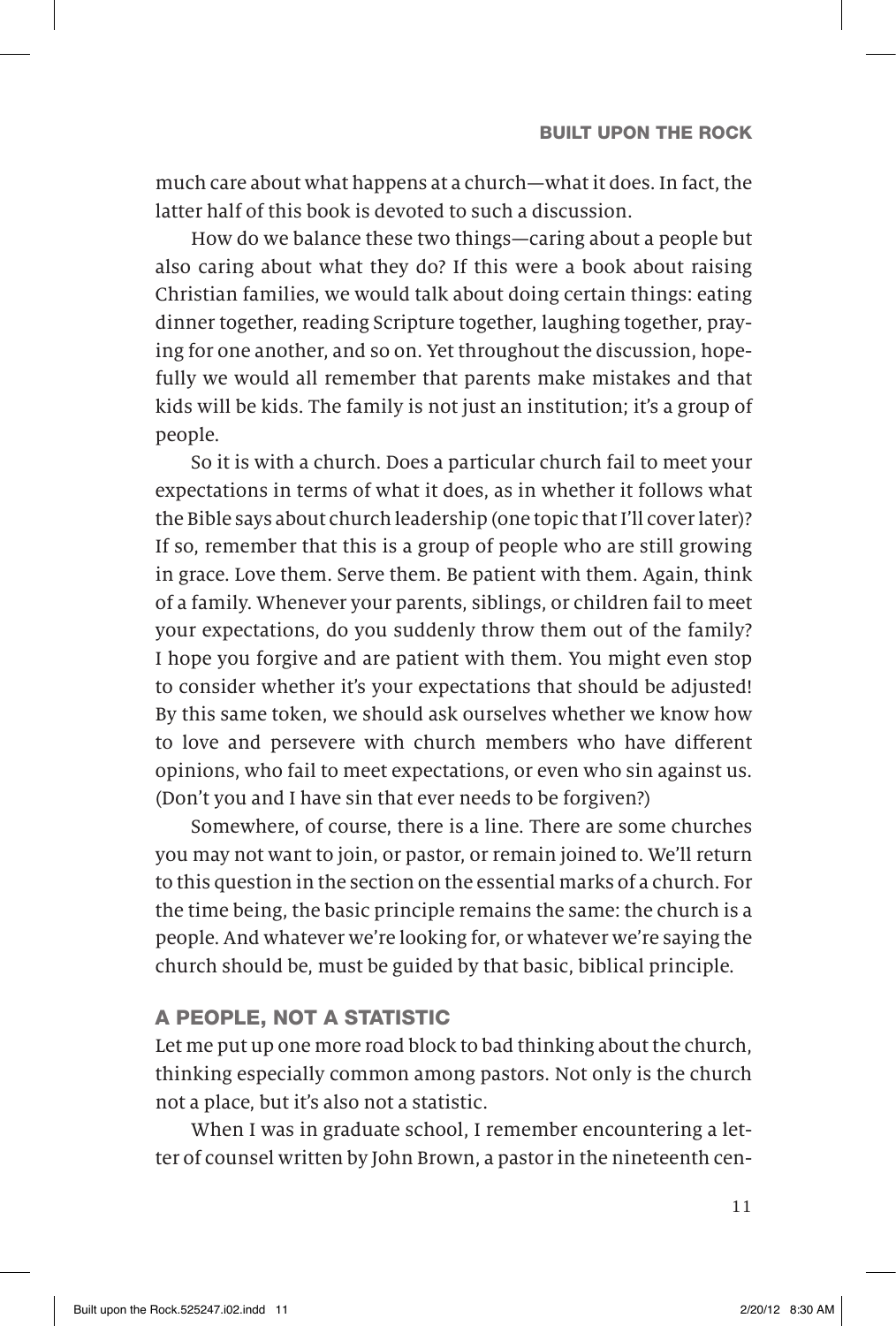much care about what happens at a church—what it does. In fact, the latter half of this book is devoted to such a discussion.

How do we balance these two things—caring about a people but also caring about what they do? If this were a book about raising Christian families, we would talk about doing certain things: eating dinner together, reading Scripture together, laughing together, praying for one another, and so on. Yet throughout the discussion, hopefully we would all remember that parents make mistakes and that kids will be kids. The family is not just an institution; it's a group of people.

So it is with a church. Does a particular church fail to meet your expectations in terms of what it does, as in whether it follows what the Bible says about church leadership (one topic that I'll cover later)? If so, remember that this is a group of people who are still growing in grace. Love them. Serve them. Be patient with them. Again, think of a family. Whenever your parents, siblings, or children fail to meet your expectations, do you suddenly throw them out of the family? I hope you forgive and are patient with them. You might even stop to consider whether it's your expectations that should be adjusted! By this same token, we should ask ourselves whether we know how to love and persevere with church members who have different opinions, who fail to meet expectations, or even who sin against us. (Don't you and I have sin that ever needs to be forgiven?)

Somewhere, of course, there is a line. There are some churches you may not want to join, or pastor, or remain joined to. We'll return to this question in the section on the essential marks of a church. For the time being, the basic principle remains the same: the church is a people. And whatever we're looking for, or whatever we're saying the church should be, must be guided by that basic, biblical principle.

## A PEOPLE, NOT A STATISTIC

Let me put up one more road block to bad thinking about the church, thinking especially common among pastors. Not only is the church not a place, but it's also not a statistic.

When I was in graduate school, I remember encountering a letter of counsel written by John Brown, a pastor in the nineteenth cen-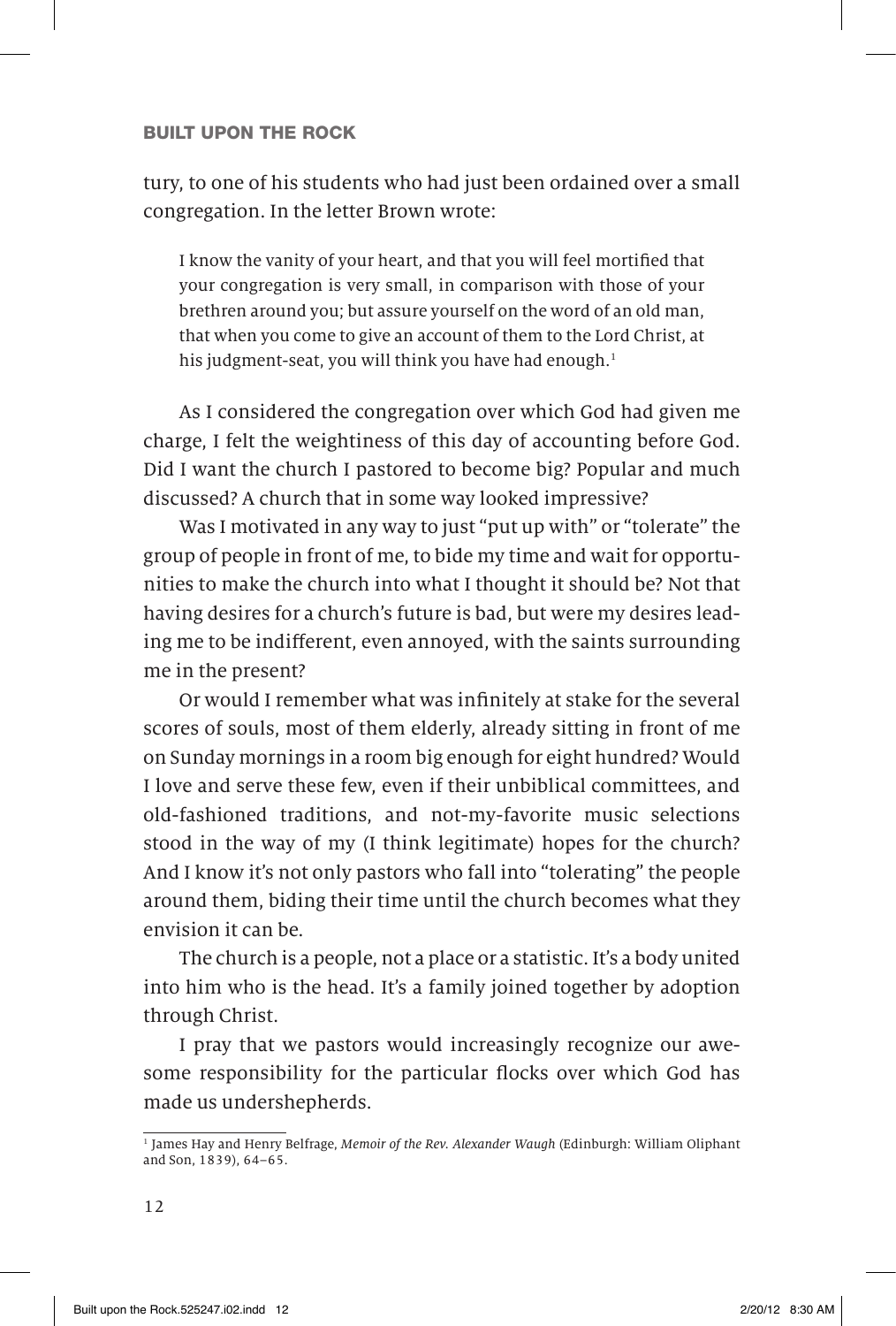tury, to one of his students who had just been ordained over a small congregation. In the letter Brown wrote:

> I know the vanity of your heart, and that you will feel mortified that your congregation is very small, in comparison with those of your brethren around you; but assure yourself on the word of an old man, that when you come to give an account of them to the Lord Christ, at his judgment-seat, you will think you have had enough.[1]

As I considered the congregation over which God had given me charge, I felt the weightiness of this day of accounting before God. Did I want the church I pastored to become big? Popular and much discussed? A church that in some way looked impressive?

Was I motivated in any way to just "put up with" or "tolerate" the group of people in front of me, to bide my time and wait for opportunities to make the church into what I thought it should be? Not that having desires for a church's future is bad, but were my desires leading me to be indifferent, even annoyed, with the saints surrounding me in the present?

Or would I remember what was infinitely at stake for the several scores of souls, most of them elderly, already sitting in front of me on Sunday mornings in a room big enough for eight hundred? Would I love and serve these few, even if their unbiblical committees, and old-fashioned traditions, and not-my-favorite music selections stood in the way of my (I think legitimate) hopes for the church? And I know it's not only pastors who fall into "tolerating" the people around them, biding their time until the church becomes what they envision it can be.

The church is a people, not a place or a statistic. It's a body united into him who is the head. It's a family joined together by adoption through Christ.

I pray that we pastors would increasingly recognize our awesome responsibility for the particular flocks over which God has made us undershepherds.

---

[1] James Hay and Henry Belfrage, *Memoir of the Rev. Alexander Waugh* (Edinburgh: William Oliphant and Son, 1839), 64–65.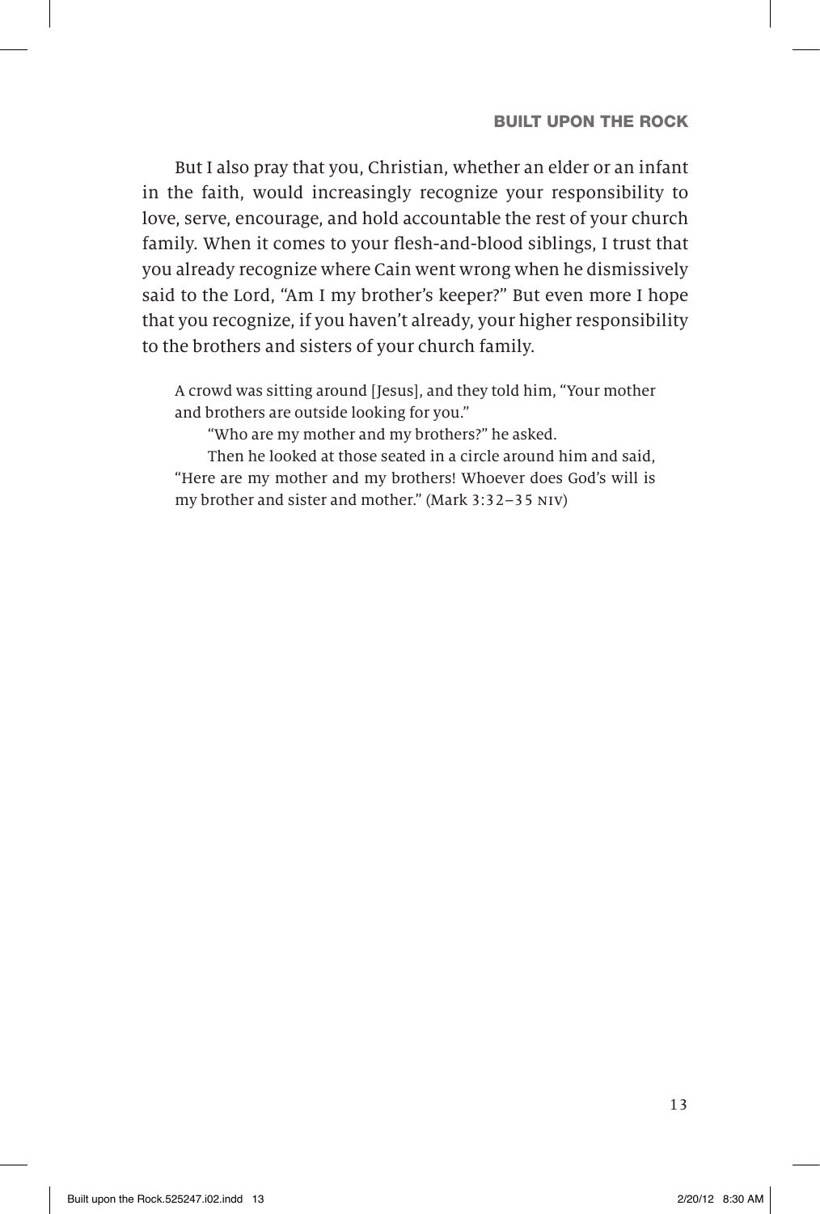But I also pray that you, Christian, whether an elder or an infant in the faith, would increasingly recognize your responsibility to love, serve, encourage, and hold accountable the rest of your church family. When it comes to your flesh-and-blood siblings, I trust that you already recognize where Cain went wrong when he dismissively said to the Lord, "Am I my brother's keeper?" But even more I hope that you recognize, if you haven't already, your higher responsibility to the brothers and sisters of your church family.

> A crowd was sitting around [Jesus], and they told him, "Your mother and brothers are outside looking for you."
>
> "Who are my mother and my brothers?" he asked.
>
> Then he looked at those seated in a circle around him and said, "Here are my mother and my brothers! Whoever does God's will is my brother and sister and mother." (Mark 3:32–35 NIV)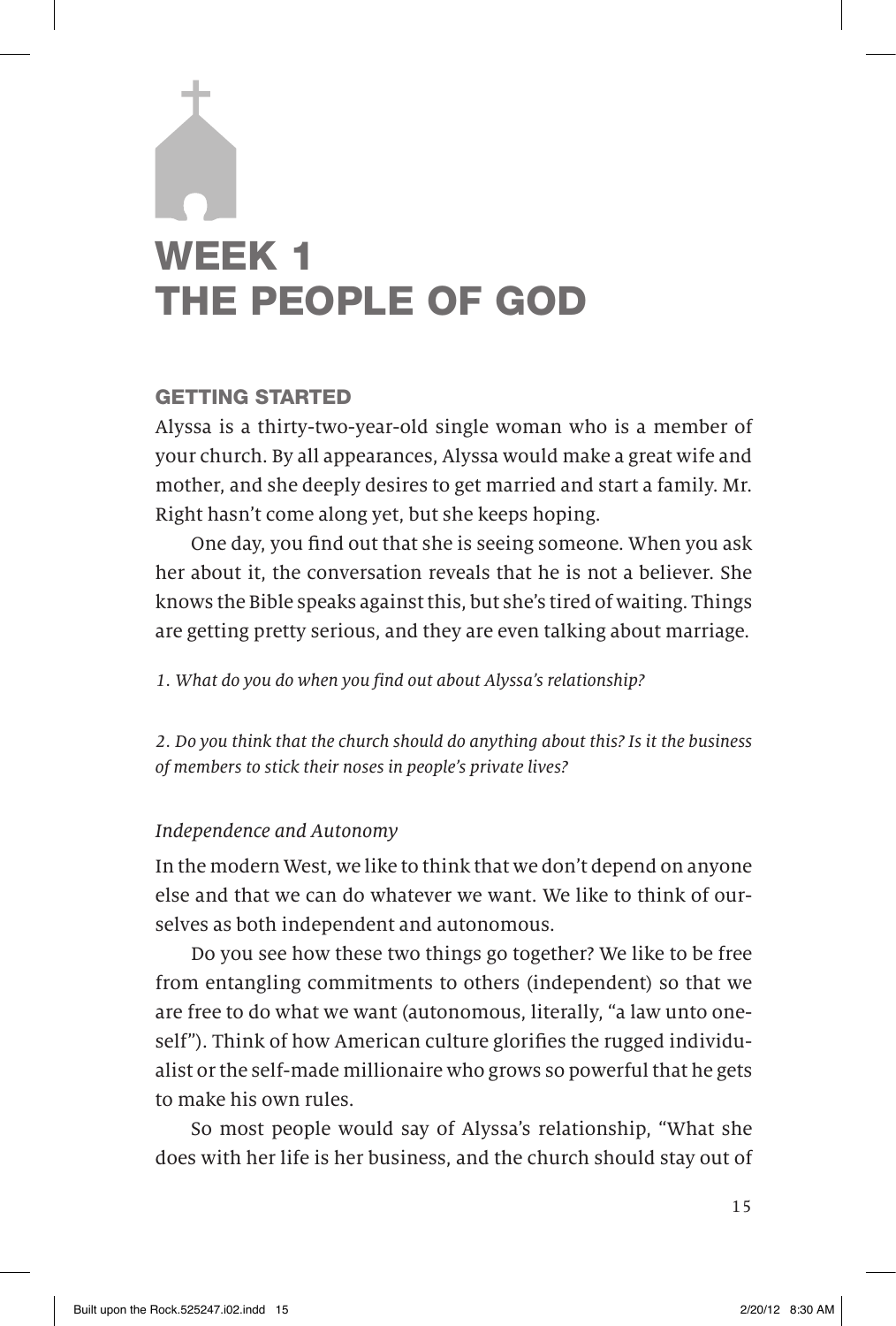# WEEK 1
# THE PEOPLE OF GOD

## GETTING STARTED

Alyssa is a thirty-two-year-old single woman who is a member of your church. By all appearances, Alyssa would make a great wife and mother, and she deeply desires to get married and start a family. Mr. Right hasn't come along yet, but she keeps hoping.

One day, you find out that she is seeing someone. When you ask her about it, the conversation reveals that he is not a believer. She knows the Bible speaks against this, but she's tired of waiting. Things are getting pretty serious, and they are even talking about marriage.

*1. What do you do when you find out about Alyssa's relationship?*

*2. Do you think that the church should do anything about this? Is it the business of members to stick their noses in people's private lives?*

### *Independence and Autonomy*

In the modern West, we like to think that we don't depend on anyone else and that we can do whatever we want. We like to think of ourselves as both independent and autonomous.

Do you see how these two things go together? We like to be free from entangling commitments to others (independent) so that we are free to do what we want (autonomous, literally, "a law unto oneself"). Think of how American culture glorifies the rugged individualist or the self-made millionaire who grows so powerful that he gets to make his own rules.

So most people would say of Alyssa's relationship, "What she does with her life is her business, and the church should stay out of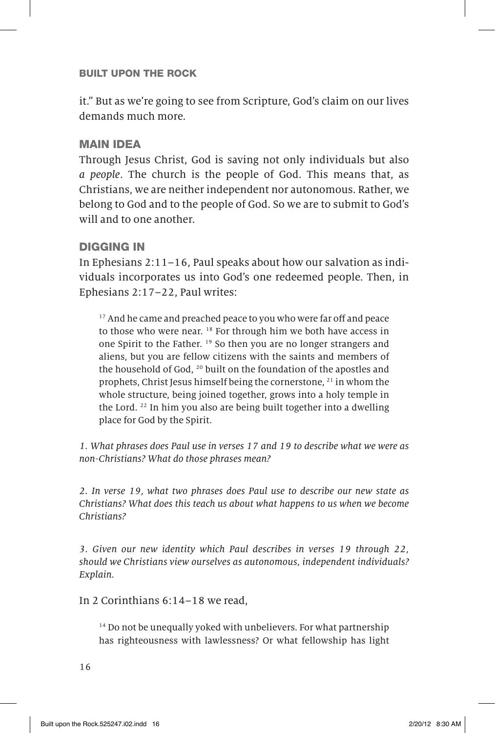it." But as we're going to see from Scripture, God's claim on our lives demands much more.

## MAIN IDEA

Through Jesus Christ, God is saving not only individuals but also *a people*. The church is the people of God. This means that, as Christians, we are neither independent nor autonomous. Rather, we belong to God and to the people of God. So we are to submit to God's will and to one another.

## DIGGING IN

In Ephesians 2:11–16, Paul speaks about how our salvation as individuals incorporates us into God's one redeemed people. Then, in Ephesians 2:17–22, Paul writes:

> [17] And he came and preached peace to you who were far off and peace to those who were near. [18] For through him we both have access in one Spirit to the Father. [19] So then you are no longer strangers and aliens, but you are fellow citizens with the saints and members of the household of God, [20] built on the foundation of the apostles and prophets, Christ Jesus himself being the cornerstone, [21] in whom the whole structure, being joined together, grows into a holy temple in the Lord. [22] In him you also are being built together into a dwelling place for God by the Spirit.

*1. What phrases does Paul use in verses 17 and 19 to describe what we were as non-Christians? What do those phrases mean?*

*2. In verse 19, what two phrases does Paul use to describe our new state as Christians? What does this teach us about what happens to us when we become Christians?*

*3. Given our new identity which Paul describes in verses 19 through 22, should we Christians view ourselves as autonomous, independent individuals? Explain.*

In 2 Corinthians 6:14–18 we read,

> [14] Do not be unequally yoked with unbelievers. For what partnership has righteousness with lawlessness? Or what fellowship has light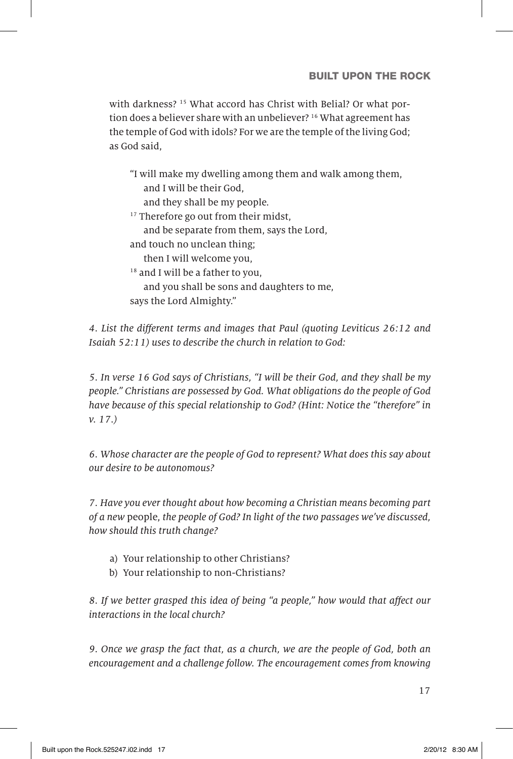with darkness? [15] What accord has Christ with Belial? Or what portion does a believer share with an unbeliever? [16] What agreement has the temple of God with idols? For we are the temple of the living God; as God said,

> "I will make my dwelling among them and walk among them,
> and I will be their God,
> and they shall be my people.
> [17] Therefore go out from their midst,
> and be separate from them, says the Lord,
> and touch no unclean thing;
> then I will welcome you,
> [18] and I will be a father to you,
> and you shall be sons and daughters to me,
> says the Lord Almighty."

*4. List the different terms and images that Paul (quoting Leviticus 26:12 and Isaiah 52:11) uses to describe the church in relation to God:*

*5. In verse 16 God says of Christians, "I will be their God, and they shall be my people." Christians are possessed by God. What obligations do the people of God have because of this special relationship to God? (Hint: Notice the "therefore" in v. 17.)*

*6. Whose character are the people of God to represent? What does this say about our desire to be autonomous?*

*7. Have you ever thought about how becoming a Christian means becoming part of a new* people, *the people of God? In light of the two passages we've discussed, how should this truth change?*

a) Your relationship to other Christians?
b) Your relationship to non-Christians?

*8. If we better grasped this idea of being "a people," how would that affect our interactions in the local church?*

*9. Once we grasp the fact that, as a church, we are the people of God, both an encouragement and a challenge follow. The encouragement comes from knowing*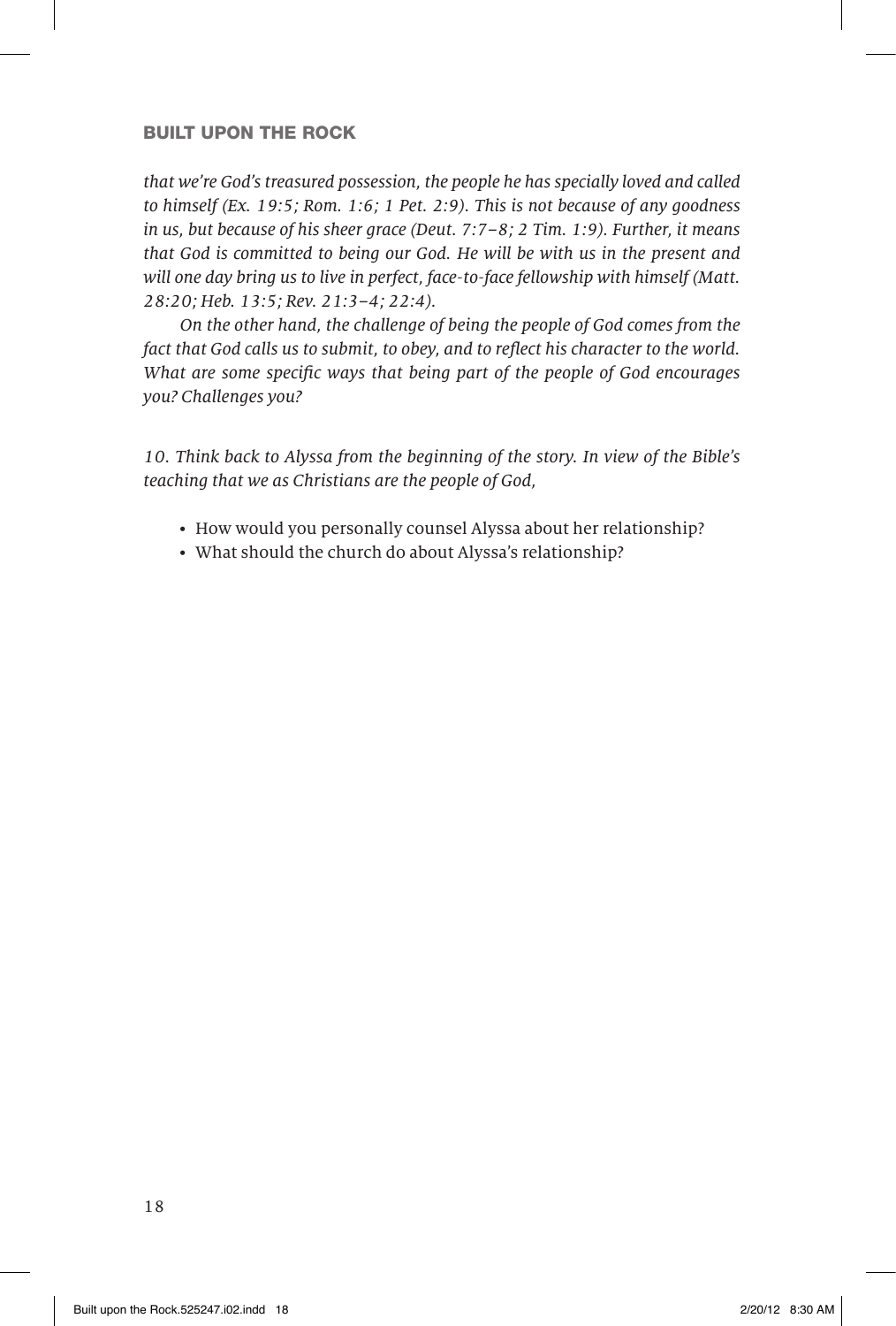*that we're God's treasured possession, the people he has specially loved and called to himself (Ex. 19:5; Rom. 1:6; 1 Pet. 2:9). This is not because of any goodness in us, but because of his sheer grace (Deut. 7:7–8; 2 Tim. 1:9). Further, it means that God is committed to being our God. He will be with us in the present and will one day bring us to live in perfect, face-to-face fellowship with himself (Matt. 28:20; Heb. 13:5; Rev. 21:3–4; 22:4).*

*On the other hand, the challenge of being the people of God comes from the fact that God calls us to submit, to obey, and to reflect his character to the world. What are some specific ways that being part of the people of God encourages you? Challenges you?*

*10. Think back to Alyssa from the beginning of the story. In view of the Bible's teaching that we as Christians are the people of God,*

- How would you personally counsel Alyssa about her relationship?
- What should the church do about Alyssa's relationship?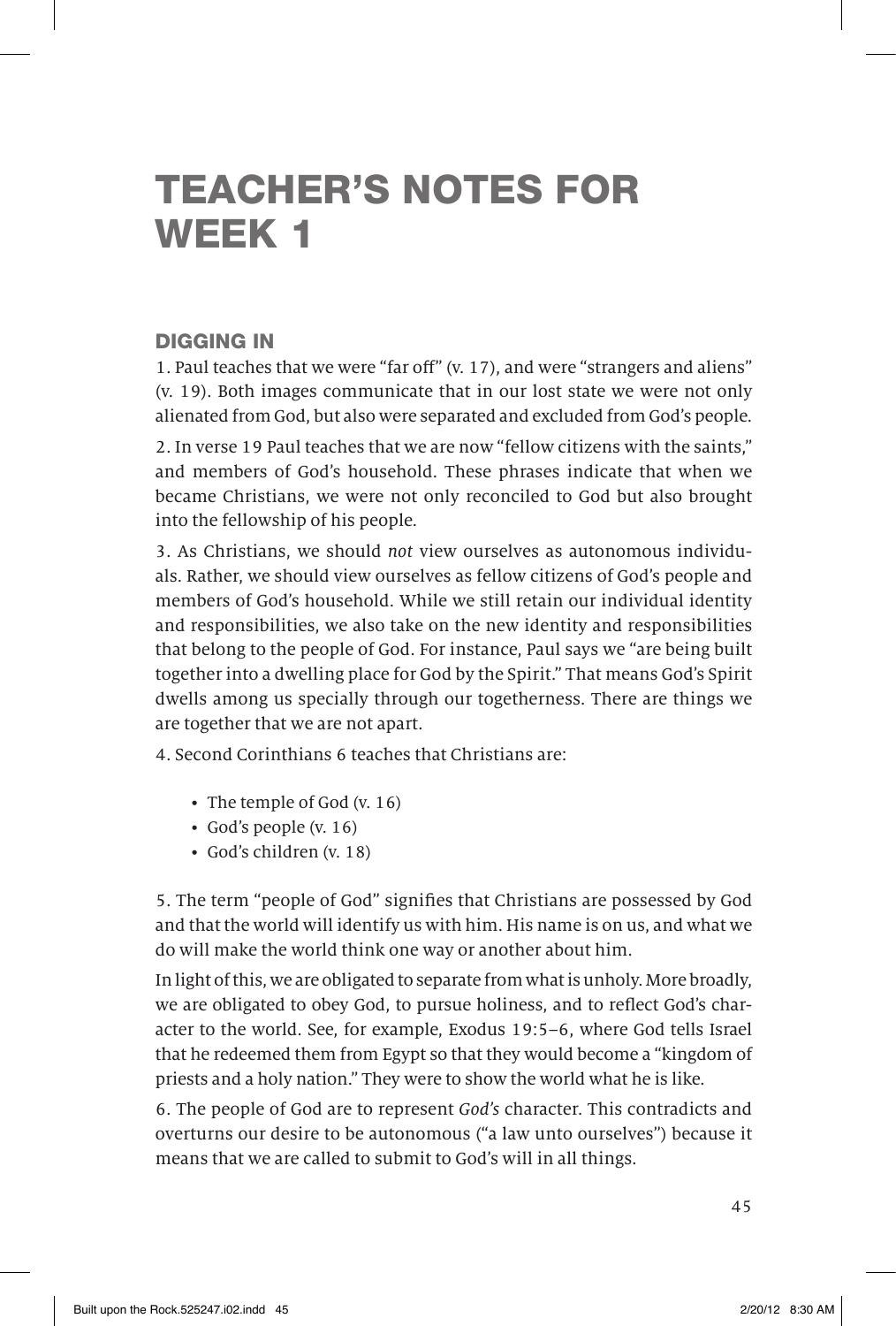# TEACHER'S NOTES FOR WEEK 1

## DIGGING IN

1. Paul teaches that we were "far off" (v. 17), and were "strangers and aliens" (v. 19). Both images communicate that in our lost state we were not only alienated from God, but also were separated and excluded from God's people.

2. In verse 19 Paul teaches that we are now "fellow citizens with the saints," and members of God's household. These phrases indicate that when we became Christians, we were not only reconciled to God but also brought into the fellowship of his people.

3. As Christians, we should *not* view ourselves as autonomous individuals. Rather, we should view ourselves as fellow citizens of God's people and members of God's household. While we still retain our individual identity and responsibilities, we also take on the new identity and responsibilities that belong to the people of God. For instance, Paul says we "are being built together into a dwelling place for God by the Spirit." That means God's Spirit dwells among us specially through our togetherness. There are things we are together that we are not apart.

4. Second Corinthians 6 teaches that Christians are:

- The temple of God (v. 16)
- God's people (v. 16)
- God's children (v. 18)

5. The term "people of God" signifies that Christians are possessed by God and that the world will identify us with him. His name is on us, and what we do will make the world think one way or another about him.

In light of this, we are obligated to separate from what is unholy. More broadly, we are obligated to obey God, to pursue holiness, and to reflect God's character to the world. See, for example, Exodus 19:5–6, where God tells Israel that he redeemed them from Egypt so that they would become a "kingdom of priests and a holy nation." They were to show the world what he is like.

6. The people of God are to represent *God's* character. This contradicts and overturns our desire to be autonomous ("a law unto ourselves") because it means that we are called to submit to God's will in all things.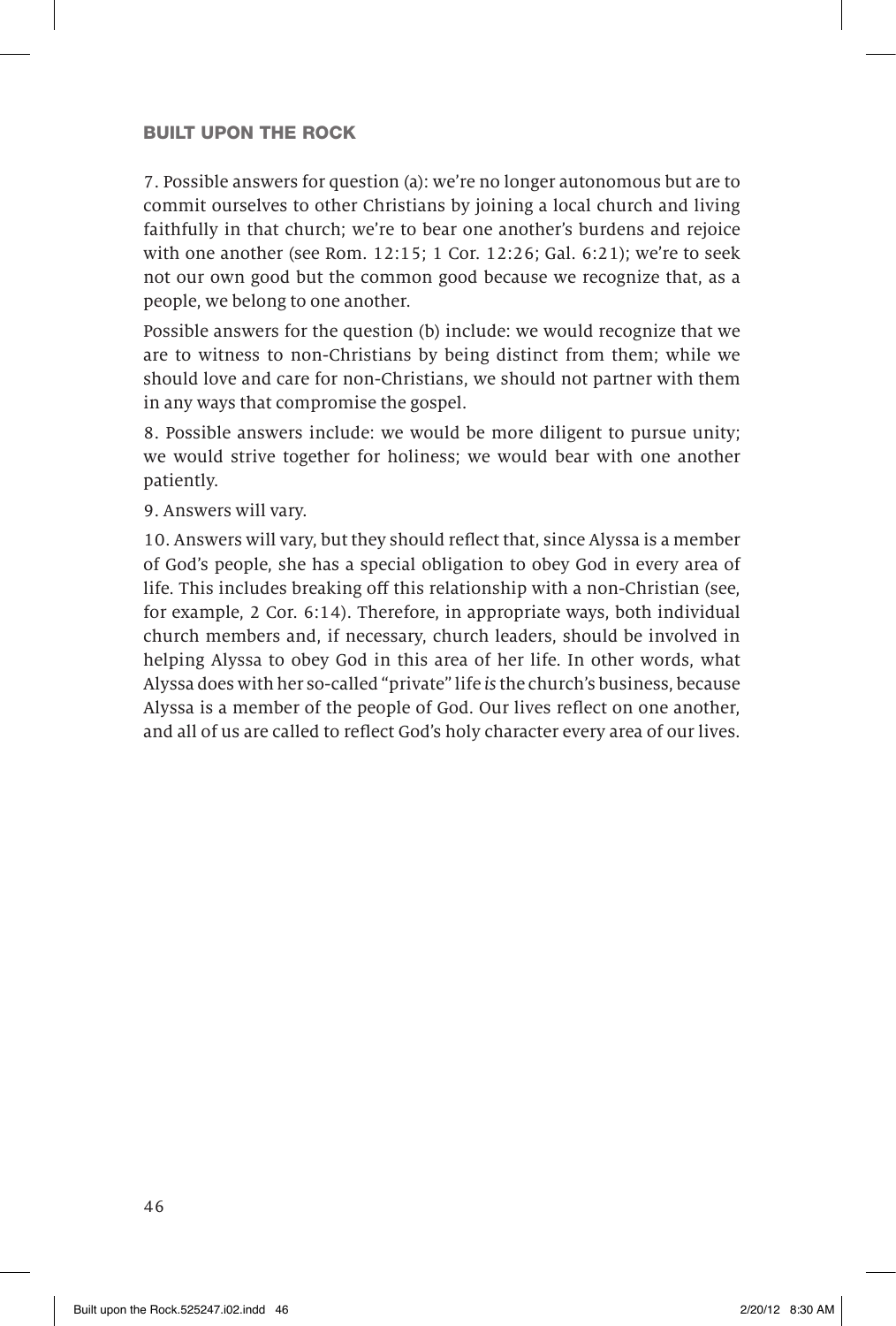7. Possible answers for question (a): we're no longer autonomous but are to commit ourselves to other Christians by joining a local church and living faithfully in that church; we're to bear one another's burdens and rejoice with one another (see Rom. 12:15; 1 Cor. 12:26; Gal. 6:21); we're to seek not our own good but the common good because we recognize that, as a people, we belong to one another.

Possible answers for the question (b) include: we would recognize that we are to witness to non-Christians by being distinct from them; while we should love and care for non-Christians, we should not partner with them in any ways that compromise the gospel.

8. Possible answers include: we would be more diligent to pursue unity; we would strive together for holiness; we would bear with one another patiently.

9. Answers will vary.

10. Answers will vary, but they should reflect that, since Alyssa is a member of God's people, she has a special obligation to obey God in every area of life. This includes breaking off this relationship with a non-Christian (see, for example, 2 Cor. 6:14). Therefore, in appropriate ways, both individual church members and, if necessary, church leaders, should be involved in helping Alyssa to obey God in this area of her life. In other words, what Alyssa does with her so-called "private" life *is* the church's business, because Alyssa is a member of the people of God. Our lives reflect on one another, and all of us are called to reflect God's holy character every area of our lives.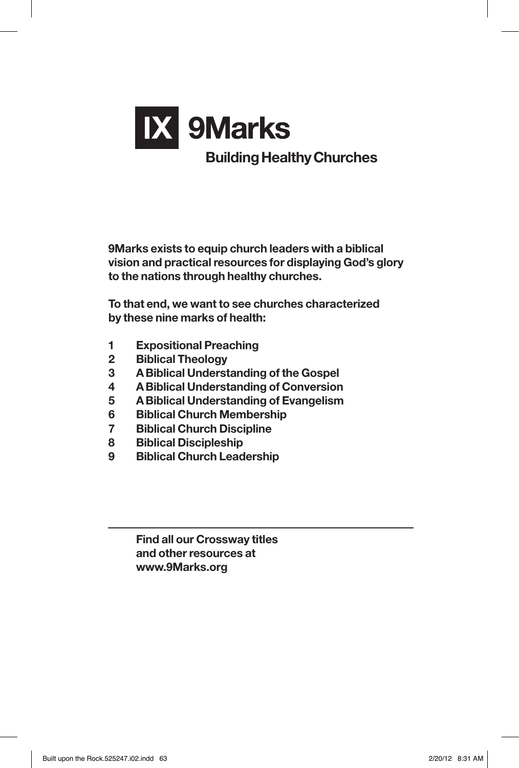# IX 9Marks

## Building Healthy Churches

**9Marks exists to equip church leaders with a biblical vision and practical resources for displaying God's glory to the nations through healthy churches.**

**To that end, we want to see churches characterized by these nine marks of health:**

1. **Expositional Preaching**
2. **Biblical Theology**
3. **A Biblical Understanding of the Gospel**
4. **A Biblical Understanding of Conversion**
5. **A Biblical Understanding of Evangelism**
6. **Biblical Church Membership**
7. **Biblical Church Discipline**
8. **Biblical Discipleship**
9. **Biblical Church Leadership**

---

**Find all our Crossway titles and other resources at www.9Marks.org**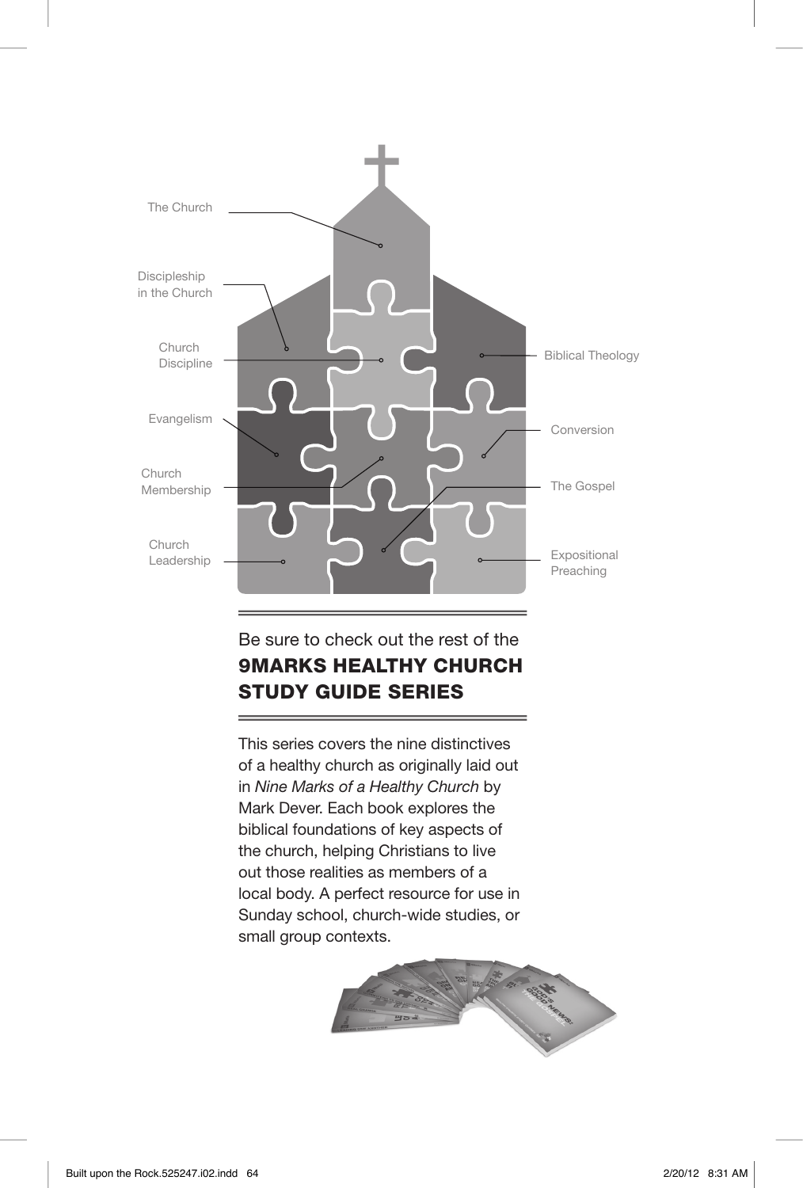The Church

Discipleship in the Church

Church Discipline

Evangelism

Church Membership

Church Leadership

Biblical Theology

Conversion

The Gospel

Expositional Preaching

Be sure to check out the rest of the

## 9MARKS HEALTHY CHURCH STUDY GUIDE SERIES

This series covers the nine distinctives of a healthy church as originally laid out in *Nine Marks of a Healthy Church* by Mark Dever. Each book explores the biblical foundations of key aspects of the church, helping Christians to live out those realities as members of a local body. A perfect resource for use in Sunday school, church-wide studies, or small group contexts.